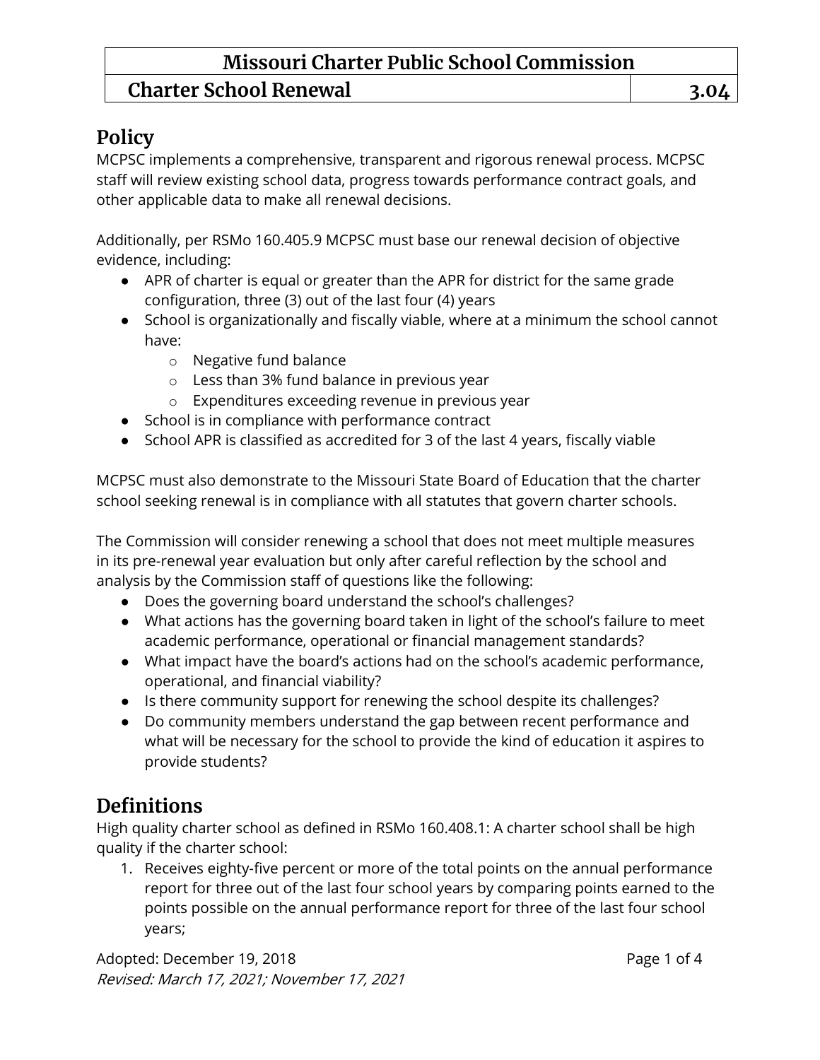# Missouri Charter Public School Commission

## Charter School Renewal — 3.04

## Policy

MCPSC implements a comprehensive, transparent and rigorous renewal process. MCPSC staff will review existing school data, progress towards performance contract goals, and other applicable data to make all renewal decisions.

Additionally, per RSMo 160.405.9 MCPSC must base our renewal decision of objective evidence, including:

- APR of charter is equal or greater than the APR for district for the same grade configuration, three (3) out of the last four (4) years
- School is organizationally and fiscally viable, where at a minimum the school cannot have:
  - Negative fund balance
  - Less than 3% fund balance in previous year
  - Expenditures exceeding revenue in previous year
- School is in compliance with performance contract
- School APR is classified as accredited for 3 of the last 4 years, fiscally viable

MCPSC must also demonstrate to the Missouri State Board of Education that the charter school seeking renewal is in compliance with all statutes that govern charter schools.

The Commission will consider renewing a school that does not meet multiple measures in its pre-renewal year evaluation but only after careful reflection by the school and analysis by the Commission staff of questions like the following:

- Does the governing board understand the school's challenges?
- What actions has the governing board taken in light of the school's failure to meet academic performance, operational or financial management standards?
- What impact have the board's actions had on the school's academic performance, operational, and financial viability?
- Is there community support for renewing the school despite its challenges?
- Do community members understand the gap between recent performance and what will be necessary for the school to provide the kind of education it aspires to provide students?

## Definitions

High quality charter school as defined in RSMo 160.408.1: A charter school shall be high quality if the charter school:

1. Receives eighty-five percent or more of the total points on the annual performance report for three out of the last four school years by comparing points earned to the points possible on the annual performance report for three of the last four school years;

Adopted: December 19, 2018
*Revised: March 17, 2021; November 17, 2021*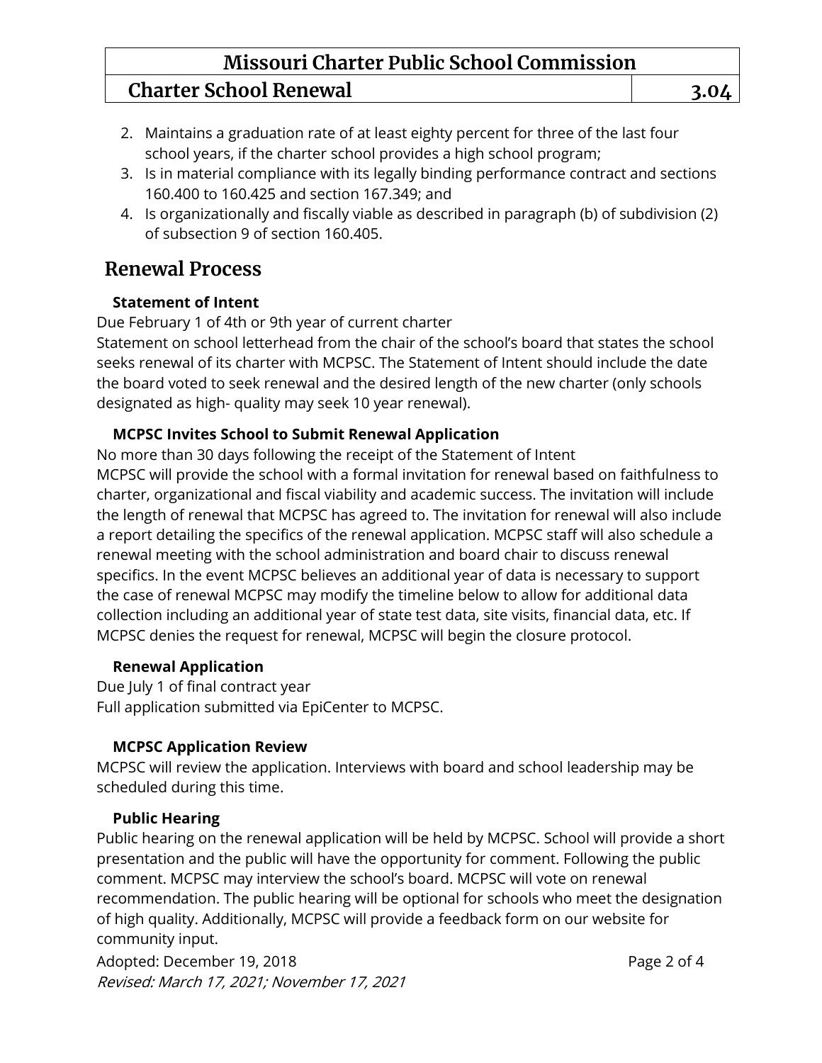2. Maintains a graduation rate of at least eighty percent for three of the last four school years, if the charter school provides a high school program;
3. Is in material compliance with its legally binding performance contract and sections 160.400 to 160.425 and section 167.349; and
4. Is organizationally and fiscally viable as described in paragraph (b) of subdivision (2) of subsection 9 of section 160.405.

## Renewal Process

**Statement of Intent**

Due February 1 of 4th or 9th year of current charter

Statement on school letterhead from the chair of the school's board that states the school seeks renewal of its charter with MCPSC. The Statement of Intent should include the date the board voted to seek renewal and the desired length of the new charter (only schools designated as high- quality may seek 10 year renewal).

**MCPSC Invites School to Submit Renewal Application**

No more than 30 days following the receipt of the Statement of Intent

MCPSC will provide the school with a formal invitation for renewal based on faithfulness to charter, organizational and fiscal viability and academic success. The invitation will include the length of renewal that MCPSC has agreed to. The invitation for renewal will also include a report detailing the specifics of the renewal application. MCPSC staff will also schedule a renewal meeting with the school administration and board chair to discuss renewal specifics. In the event MCPSC believes an additional year of data is necessary to support the case of renewal MCPSC may modify the timeline below to allow for additional data collection including an additional year of state test data, site visits, financial data, etc. If MCPSC denies the request for renewal, MCPSC will begin the closure protocol.

**Renewal Application**

Due July 1 of final contract year

Full application submitted via EpiCenter to MCPSC.

**MCPSC Application Review**

MCPSC will review the application. Interviews with board and school leadership may be scheduled during this time.

**Public Hearing**

Public hearing on the renewal application will be held by MCPSC. School will provide a short presentation and the public will have the opportunity for comment. Following the public comment. MCPSC may interview the school's board. MCPSC will vote on renewal recommendation. The public hearing will be optional for schools who meet the designation of high quality. Additionally, MCPSC will provide a feedback form on our website for community input.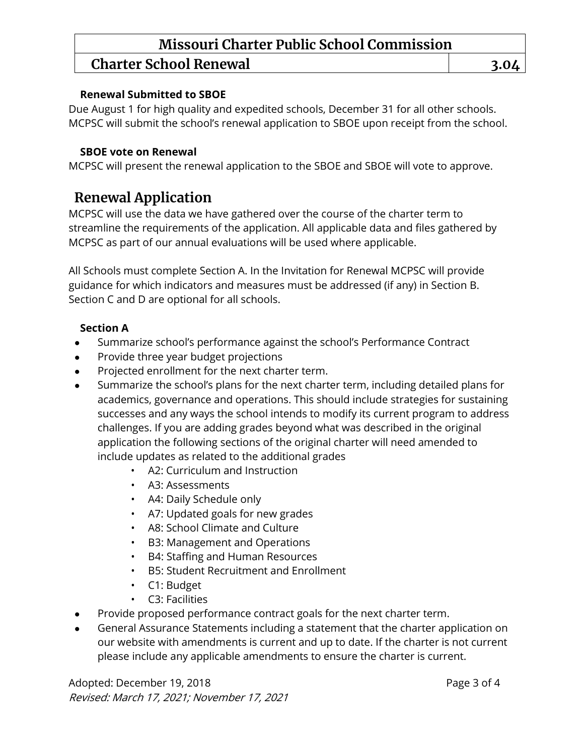#### Renewal Submitted to SBOE

Due August 1 for high quality and expedited schools, December 31 for all other schools. MCPSC will submit the school's renewal application to SBOE upon receipt from the school.

#### SBOE vote on Renewal

MCPSC will present the renewal application to the SBOE and SBOE will vote to approve.

## Renewal Application

MCPSC will use the data we have gathered over the course of the charter term to streamline the requirements of the application. All applicable data and files gathered by MCPSC as part of our annual evaluations will be used where applicable.

All Schools must complete Section A. In the Invitation for Renewal MCPSC will provide guidance for which indicators and measures must be addressed (if any) in Section B. Section C and D are optional for all schools.

#### Section A

- Summarize school's performance against the school's Performance Contract
- Provide three year budget projections
- Projected enrollment for the next charter term.
- Summarize the school's plans for the next charter term, including detailed plans for academics, governance and operations. This should include strategies for sustaining successes and any ways the school intends to modify its current program to address challenges. If you are adding grades beyond what was described in the original application the following sections of the original charter will need amended to include updates as related to the additional grades
  - A2: Curriculum and Instruction
  - A3: Assessments
  - A4: Daily Schedule only
  - A7: Updated goals for new grades
  - A8: School Climate and Culture
  - B3: Management and Operations
  - B4: Staffing and Human Resources
  - B5: Student Recruitment and Enrollment
  - C1: Budget
  - C3: Facilities
- Provide proposed performance contract goals for the next charter term.
- General Assurance Statements including a statement that the charter application on our website with amendments is current and up to date. If the charter is not current please include any applicable amendments to ensure the charter is current.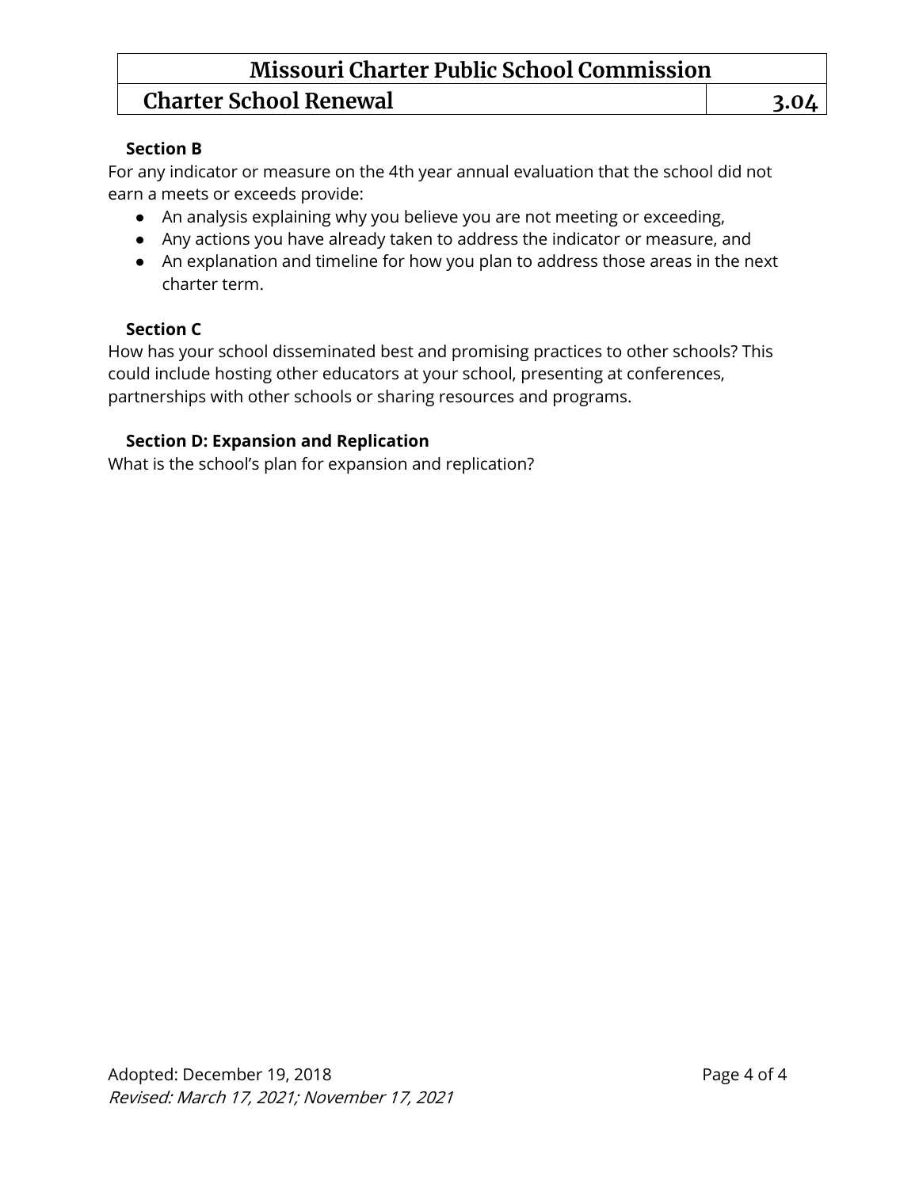### Section B

For any indicator or measure on the 4th year annual evaluation that the school did not earn a meets or exceeds provide:

- An analysis explaining why you believe you are not meeting or exceeding,
- Any actions you have already taken to address the indicator or measure, and
- An explanation and timeline for how you plan to address those areas in the next charter term.

### Section C

How has your school disseminated best and promising practices to other schools? This could include hosting other educators at your school, presenting at conferences, partnerships with other schools or sharing resources and programs.

### Section D: Expansion and Replication

What is the school's plan for expansion and replication?